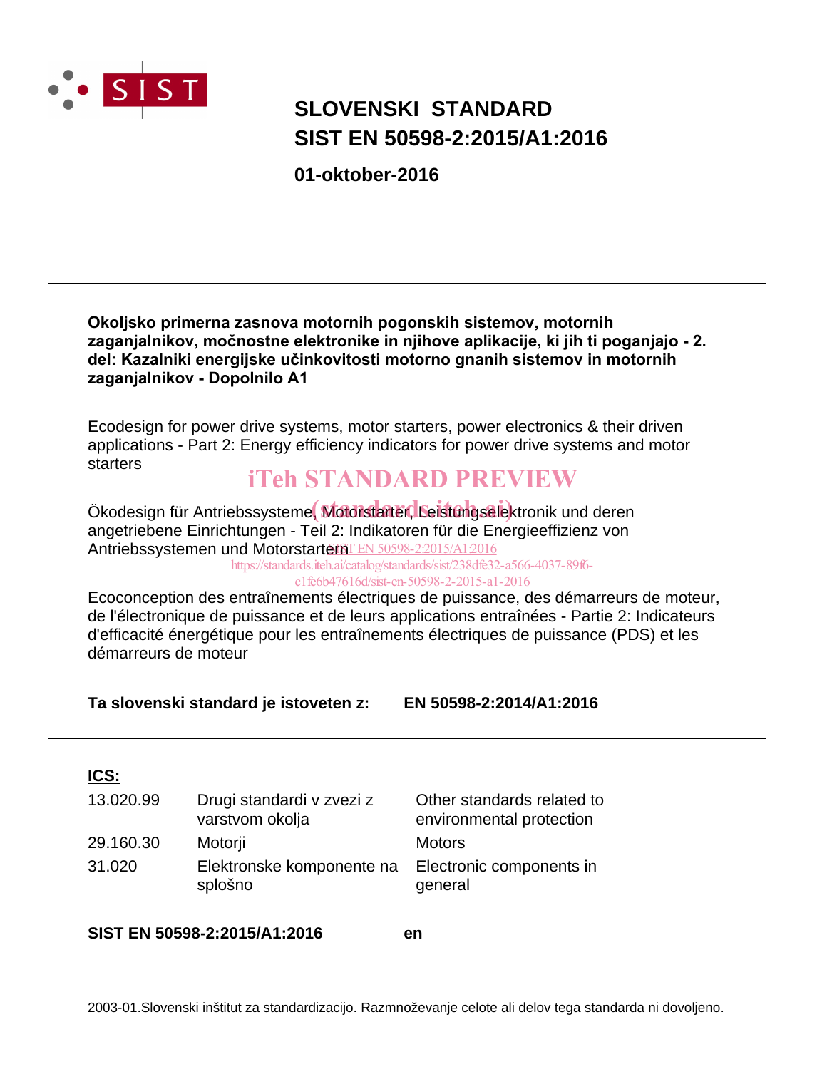# SLOVENSKI STANDARD
# SIST EN 50598-2:2015/A1:2016

**01-oktober-2016**

---

**Okoljsko primerna zasnova motornih pogonskih sistemov, motornih zaganjalnikov, močnostne elektronike in njihove aplikacije, ki jih ti poganjajo - 2. del: Kazalniki energijske učinkovitosti motorno gnanih sistemov in motornih zaganjalnikov - Dopolnilo A1**

Ecodesign for power drive systems, motor starters, power electronics & their driven applications - Part 2: Energy efficiency indicators for power drive systems and motor starters

iTeh STANDARD PREVIEW
(standards.iteh.ai)

Ökodesign für Antriebssysteme, Motorstarter, Leistungselektronik und deren angetriebene Einrichtungen - Teil 2: Indikatoren für die Energieeffizienz von Antriebssystemen und Motorstartern

SIST EN 50598-2:2015/A1:2016
https://standards.iteh.ai/catalog/standards/sist/238dfe32-a566-4037-89f6-c1fe6b47616d/sist-en-50598-2-2015-a1-2016

Ecoconception des entraînements électriques de puissance, des démarreurs de moteur, de l'électronique de puissance et de leurs applications entraînées - Partie 2: Indicateurs d'efficacité énergétique pour les entraînements électriques de puissance (PDS) et les démarreurs de moteur

**Ta slovenski standard je istoveten z: EN 50598-2:2014/A1:2016**

---

**ICS:**

| | | |
|---|---|---|
| 13.020.99 | Drugi standardi v zvezi z varstvom okolja | Other standards related to environmental protection |
| 29.160.30 | Motorji | Motors |
| 31.020 | Elektronske komponente na splošno | Electronic components in general |

**SIST EN 50598-2:2015/A1:2016** **en**

2003-01.Slovenski inštitut za standardizacijo. Razmnoževanje celote ali delov tega standarda ni dovoljeno.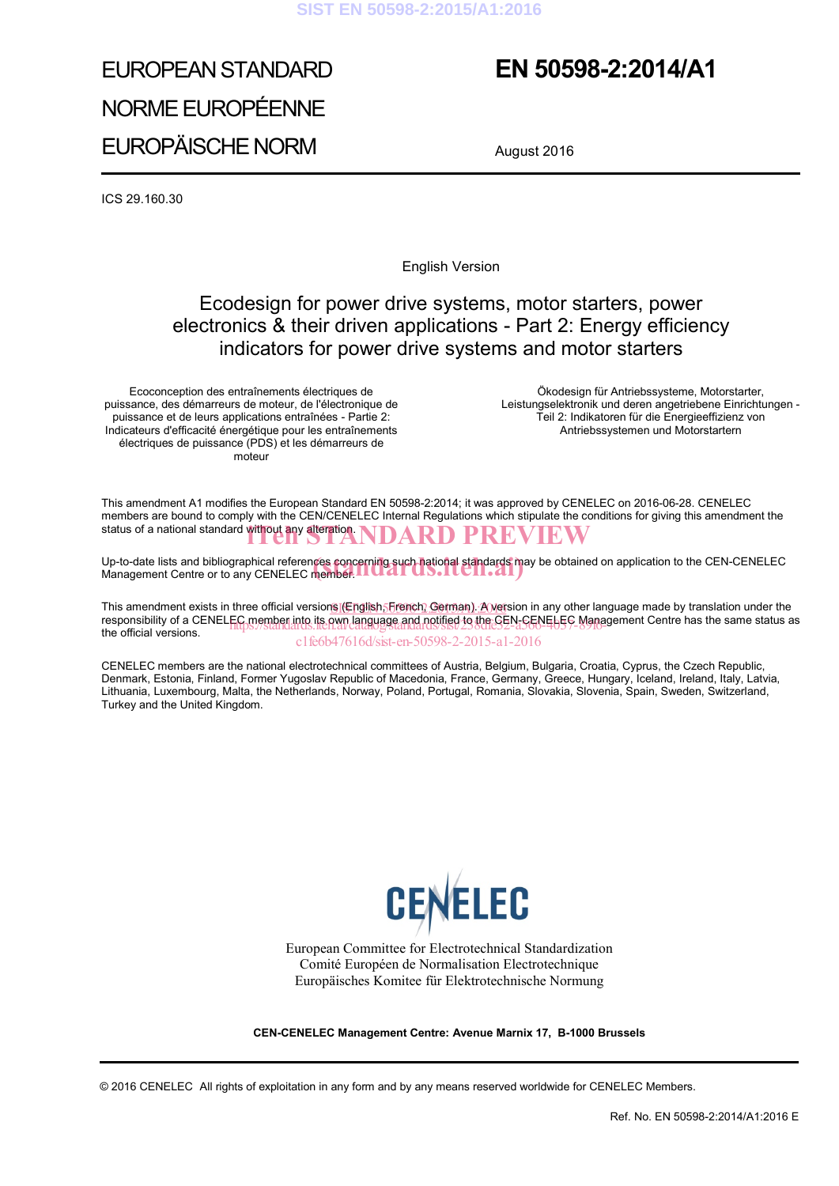EUROPEAN STANDARD

NORME EUROPÉENNE

EUROPÄISCHE NORM

# EN 50598-2:2014/A1

August 2016

ICS 29.160.30

English Version

## Ecodesign for power drive systems, motor starters, power electronics & their driven applications - Part 2: Energy efficiency indicators for power drive systems and motor starters

Ecoconception des entraînements électriques de puissance, des démarreurs de moteur, de l'électronique de puissance et de leurs applications entraînées - Partie 2: Indicateurs d'efficacité énergétique pour les entraînements électriques de puissance (PDS) et les démarreurs de moteur

Ökodesign für Antriebssysteme, Motorstarter, Leistungselektronik und deren angetriebene Einrichtungen - Teil 2: Indikatoren für die Energieeffizienz von Antriebssystemen und Motorstartern

This amendment A1 modifies the European Standard EN 50598-2:2014; it was approved by CENELEC on 2016-06-28. CENELEC members are bound to comply with the CEN/CENELEC Internal Regulations which stipulate the conditions for giving this amendment the status of a national standard without any alteration.

Up-to-date lists and bibliographical references concerning such national standards may be obtained on application to the CEN-CENELEC Management Centre or to any CENELEC member.

This amendment exists in three official versions (English, French, German). A version in any other language made by translation under the responsibility of a CENELEC member into its own language and notified to the CEN-CENELEC Management Centre has the same status as the official versions.

CENELEC members are the national electrotechnical committees of Austria, Belgium, Bulgaria, Croatia, Cyprus, the Czech Republic, Denmark, Estonia, Finland, Former Yugoslav Republic of Macedonia, France, Germany, Greece, Hungary, Iceland, Ireland, Italy, Latvia, Lithuania, Luxembourg, Malta, the Netherlands, Norway, Poland, Portugal, Romania, Slovakia, Slovenia, Spain, Sweden, Switzerland, Turkey and the United Kingdom.

CENELEC

European Committee for Electrotechnical Standardization
Comité Européen de Normalisation Electrotechnique
Europäisches Komitee für Elektrotechnische Normung

**CEN-CENELEC Management Centre: Avenue Marnix 17, B-1000 Brussels**

© 2016 CENELEC All rights of exploitation in any form and by any means reserved worldwide for CENELEC Members.

Ref. No. EN 50598-2:2014/A1:2016 E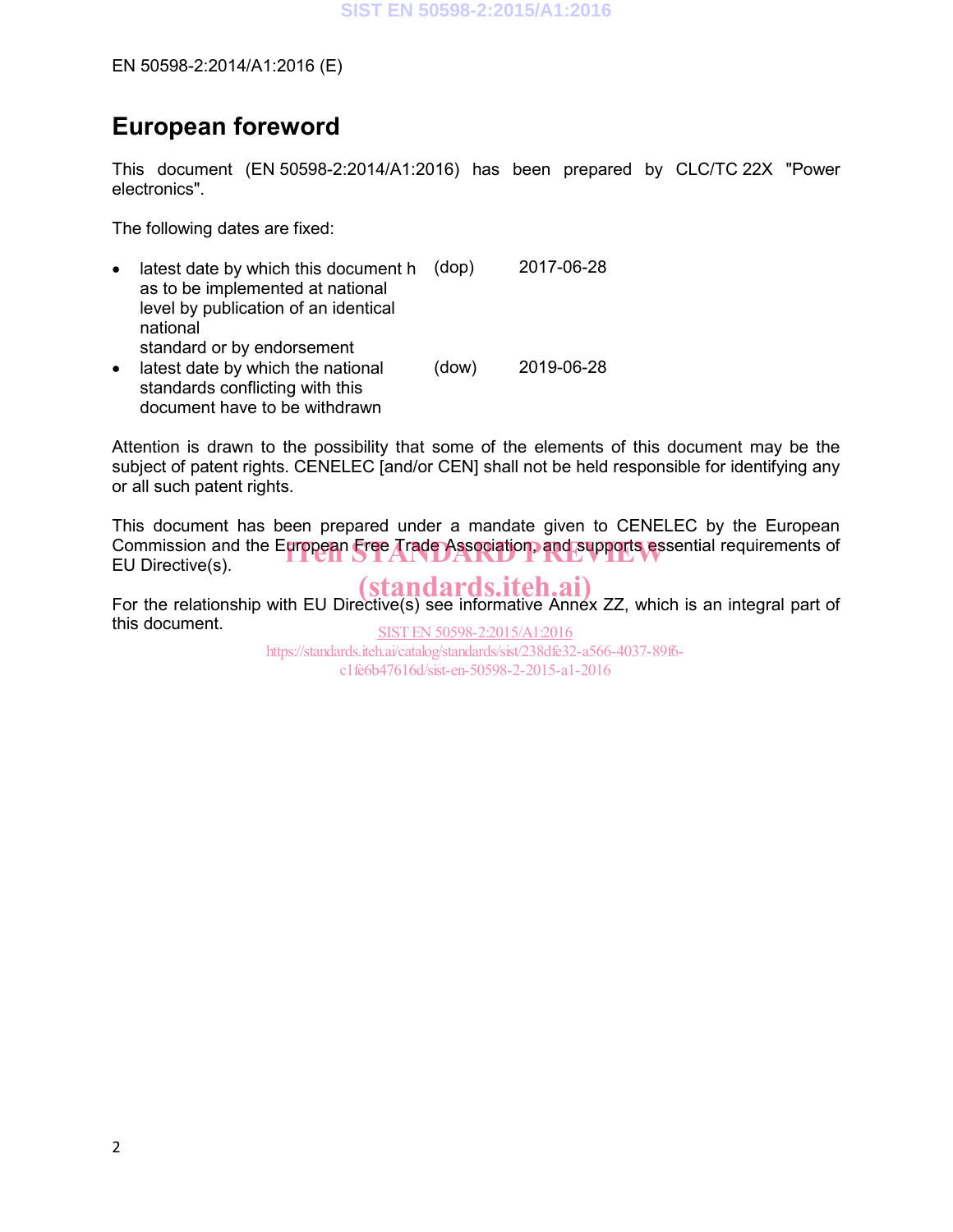# European foreword

This document (EN 50598-2:2014/A1:2016) has been prepared by CLC/TC 22X "Power electronics".

The following dates are fixed:

- latest date by which this document has to be implemented at national level by publication of an identical national standard or by endorsement (dop) 2017-06-28
- latest date by which the national standards conflicting with this document have to be withdrawn (dow) 2019-06-28

Attention is drawn to the possibility that some of the elements of this document may be the subject of patent rights. CENELEC [and/or CEN] shall not be held responsible for identifying any or all such patent rights.

This document has been prepared under a mandate given to CENELEC by the European Commission and the European Free Trade Association, and supports essential requirements of EU Directive(s).

For the relationship with EU Directive(s) see informative Annex ZZ, which is an integral part of this document.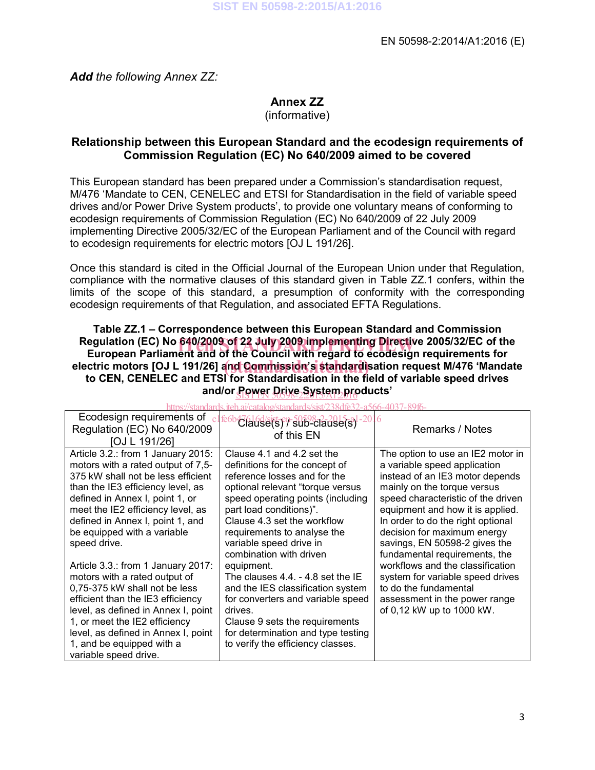*Add* the following Annex ZZ:

# Annex ZZ
(informative)

## Relationship between this European Standard and the ecodesign requirements of Commission Regulation (EC) No 640/2009 aimed to be covered

This European standard has been prepared under a Commission's standardisation request, M/476 'Mandate to CEN, CENELEC and ETSI for Standardisation in the field of variable speed drives and/or Power Drive System products', to provide one voluntary means of conforming to ecodesign requirements of Commission Regulation (EC) No 640/2009 of 22 July 2009 implementing Directive 2005/32/EC of the European Parliament and of the Council with regard to ecodesign requirements for electric motors [OJ L 191/26].

Once this standard is cited in the Official Journal of the European Union under that Regulation, compliance with the normative clauses of this standard given in Table ZZ.1 confers, within the limits of the scope of this standard, a presumption of conformity with the corresponding ecodesign requirements of that Regulation, and associated EFTA Regulations.

**Table ZZ.1 – Correspondence between this European Standard and Commission Regulation (EC) No 640/2009 of 22 July 2009 implementing Directive 2005/32/EC of the European Parliament and of the Council with regard to ecodesign requirements for electric motors [OJ L 191/26] and Commission's standardisation request M/476 'Mandate to CEN, CENELEC and ETSI for Standardisation in the field of variable speed drives and/or Power Drive System products'**

| Ecodesign requirements of Regulation (EC) No 640/2009 [OJ L 191/26] | Clause(s) / sub-clause(s) of this EN | Remarks / Notes |
|---|---|---|
| Article 3.2.: from 1 January 2015: motors with a rated output of 7,5-375 kW shall not be less efficient than the IE3 efficiency level, as defined in Annex I, point 1, or meet the IE2 efficiency level, as defined in Annex I, point 1, and be equipped with a variable speed drive.<br><br>Article 3.3.: from 1 January 2017: motors with a rated output of 0,75-375 kW shall not be less efficient than the IE3 efficiency level, as defined in Annex I, point 1, or meet the IE2 efficiency level, as defined in Annex I, point 1, and be equipped with a variable speed drive. | Clause 4.1 and 4.2 set the definitions for the concept of reference losses and for the optional relevant "torque versus speed operating points (including part load conditions)".<br>Clause 4.3 set the workflow requirements to analyse the variable speed drive in combination with driven equipment.<br>The clauses 4.4. - 4.8 set the IE and the IES classification system for converters and variable speed drives.<br>Clause 9 sets the requirements for determination and type testing to verify the efficiency classes. | The option to use an IE2 motor in a variable speed application instead of an IE3 motor depends mainly on the torque versus speed characteristic of the driven equipment and how it is applied. In order to do the right optional decision for maximum energy savings, EN 50598-2 gives the fundamental requirements, the workflows and the classification system for variable speed drives to do the fundamental assessment in the power range of 0,12 kW up to 1000 kW. |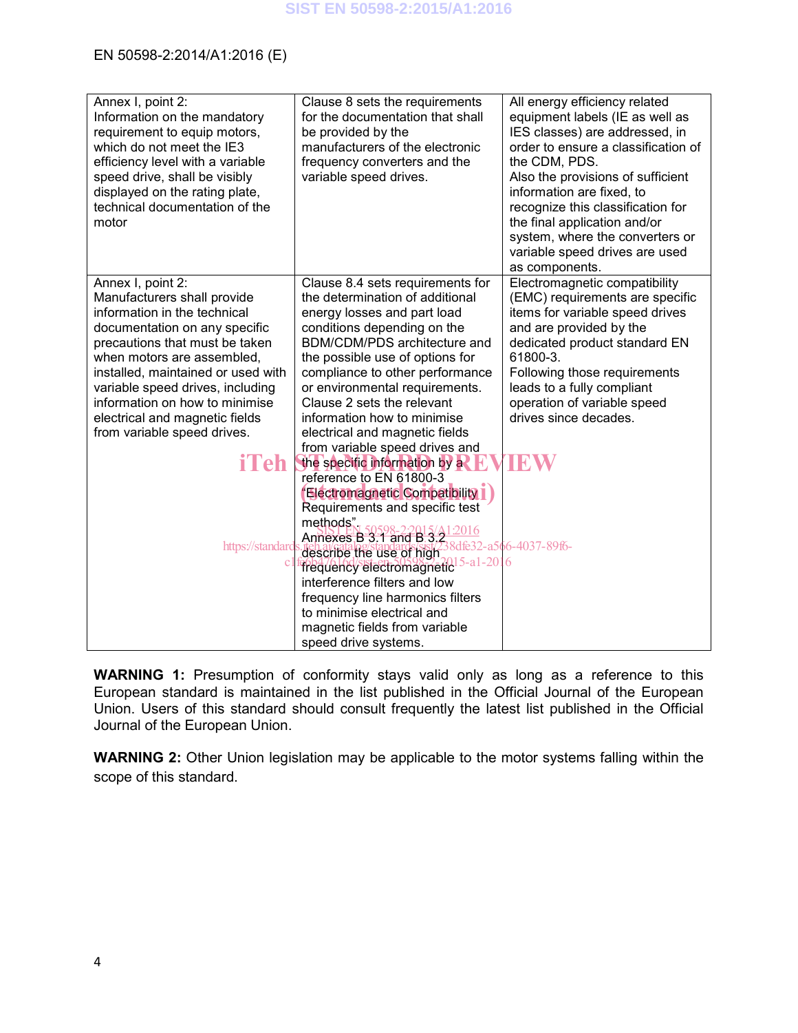| | | |
|---|---|---|
| Annex I, point 2: Information on the mandatory requirement to equip motors, which do not meet the IE3 efficiency level with a variable speed drive, shall be visibly displayed on the rating plate, technical documentation of the motor | Clause 8 sets the requirements for the documentation that shall be provided by the manufacturers of the electronic frequency converters and the variable speed drives. | All energy efficiency related equipment labels (IE as well as IES classes) are addressed, in order to ensure a classification of the CDM, PDS. Also the provisions of sufficient information are fixed, to recognize this classification for the final application and/or system, where the converters or variable speed drives are used as components. |
| Annex I, point 2: Manufacturers shall provide information in the technical documentation on any specific precautions that must be taken when motors are assembled, installed, maintained or used with variable speed drives, including information on how to minimise electrical and magnetic fields from variable speed drives. | Clause 8.4 sets requirements for the determination of additional energy losses and part load conditions depending on the BDM/CDM/PDS architecture and the possible use of options for compliance to other performance or environmental requirements. Clause 2 sets the relevant information how to minimise electrical and magnetic fields from variable speed drives and the specific information by a reference to EN 61800-3 "Electromagnetic Compatibility Requirements and specific test methods". Annexes B 3.1 and B 3.2 describe the use of high frequency electromagnetic interference filters and low frequency line harmonics filters to minimise electrical and magnetic fields from variable speed drive systems. | Electromagnetic compatibility (EMC) requirements are specific items for variable speed drives and are provided by the dedicated product standard EN 61800-3. Following those requirements leads to a fully compliant operation of variable speed drives since decades. |

**WARNING 1:** Presumption of conformity stays valid only as long as a reference to this European standard is maintained in the list published in the Official Journal of the European Union. Users of this standard should consult frequently the latest list published in the Official Journal of the European Union.

**WARNING 2:** Other Union legislation may be applicable to the motor systems falling within the scope of this standard.